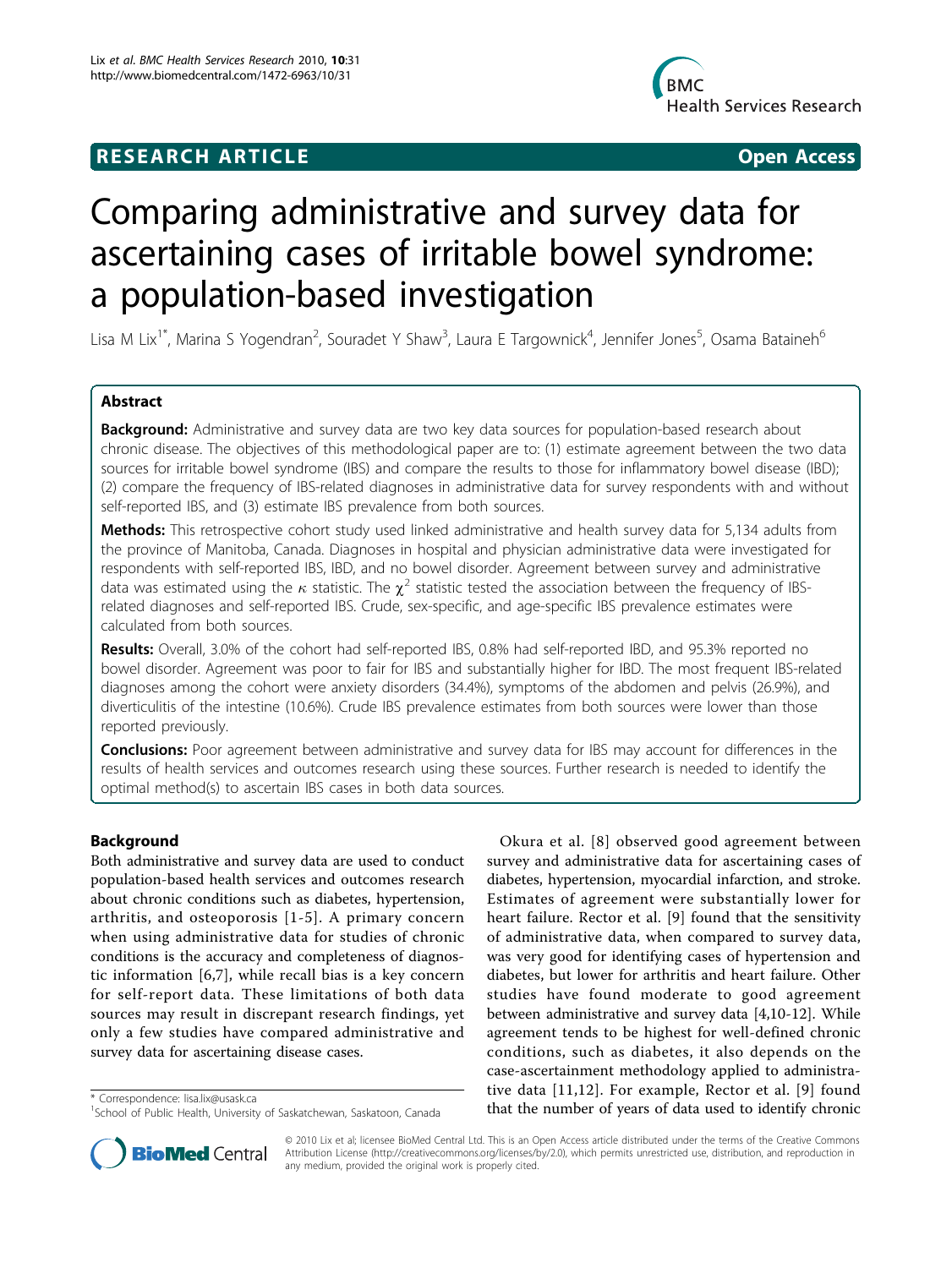**RESEARCH ARTICLE** **Open Access**

# Comparing administrative and survey data for ascertaining cases of irritable bowel syndrome: a population-based investigation

Lisa M Lix[1*], Marina S Yogendran[2], Souradet Y Shaw[3], Laura E Targownick[4], Jennifer Jones[5], Osama Bataineh[6]

## Abstract

**Background:** Administrative and survey data are two key data sources for population-based research about chronic disease. The objectives of this methodological paper are to: (1) estimate agreement between the two data sources for irritable bowel syndrome (IBS) and compare the results to those for inflammatory bowel disease (IBD); (2) compare the frequency of IBS-related diagnoses in administrative data for survey respondents with and without self-reported IBS, and (3) estimate IBS prevalence from both sources.

**Methods:** This retrospective cohort study used linked administrative and health survey data for 5,134 adults from the province of Manitoba, Canada. Diagnoses in hospital and physician administrative data were investigated for respondents with self-reported IBS, IBD, and no bowel disorder. Agreement between survey and administrative data was estimated using the $\kappa$ statistic. The $\chi^2$ statistic tested the association between the frequency of IBS-related diagnoses and self-reported IBS. Crude, sex-specific, and age-specific IBS prevalence estimates were calculated from both sources.

**Results:** Overall, 3.0% of the cohort had self-reported IBS, 0.8% had self-reported IBD, and 95.3% reported no bowel disorder. Agreement was poor to fair for IBS and substantially higher for IBD. The most frequent IBS-related diagnoses among the cohort were anxiety disorders (34.4%), symptoms of the abdomen and pelvis (26.9%), and diverticulitis of the intestine (10.6%). Crude IBS prevalence estimates from both sources were lower than those reported previously.

**Conclusions:** Poor agreement between administrative and survey data for IBS may account for differences in the results of health services and outcomes research using these sources. Further research is needed to identify the optimal method(s) to ascertain IBS cases in both data sources.

## Background

Both administrative and survey data are used to conduct population-based health services and outcomes research about chronic conditions such as diabetes, hypertension, arthritis, and osteoporosis [1-5]. A primary concern when using administrative data for studies of chronic conditions is the accuracy and completeness of diagnostic information [6,7], while recall bias is a key concern for self-report data. These limitations of both data sources may result in discrepant research findings, yet only a few studies have compared administrative and survey data for ascertaining disease cases.

Okura et al. [8] observed good agreement between survey and administrative data for ascertaining cases of diabetes, hypertension, myocardial infarction, and stroke. Estimates of agreement were substantially lower for heart failure. Rector et al. [9] found that the sensitivity of administrative data, when compared to survey data, was very good for identifying cases of hypertension and diabetes, but lower for arthritis and heart failure. Other studies have found moderate to good agreement between administrative and survey data [4,10-12]. While agreement tends to be highest for well-defined chronic conditions, such as diabetes, it also depends on the case-ascertainment methodology applied to administrative data [11,12]. For example, Rector et al. [9] found that the number of years of data used to identify chronic

\* Correspondence: lisa.lix@usask.ca
[1]School of Public Health, University of Saskatchewan, Saskatoon, Canada

© 2010 Lix et al; licensee BioMed Central Ltd. This is an Open Access article distributed under the terms of the Creative Commons Attribution License (http://creativecommons.org/licenses/by/2.0), which permits unrestricted use, distribution, and reproduction in any medium, provided the original work is properly cited.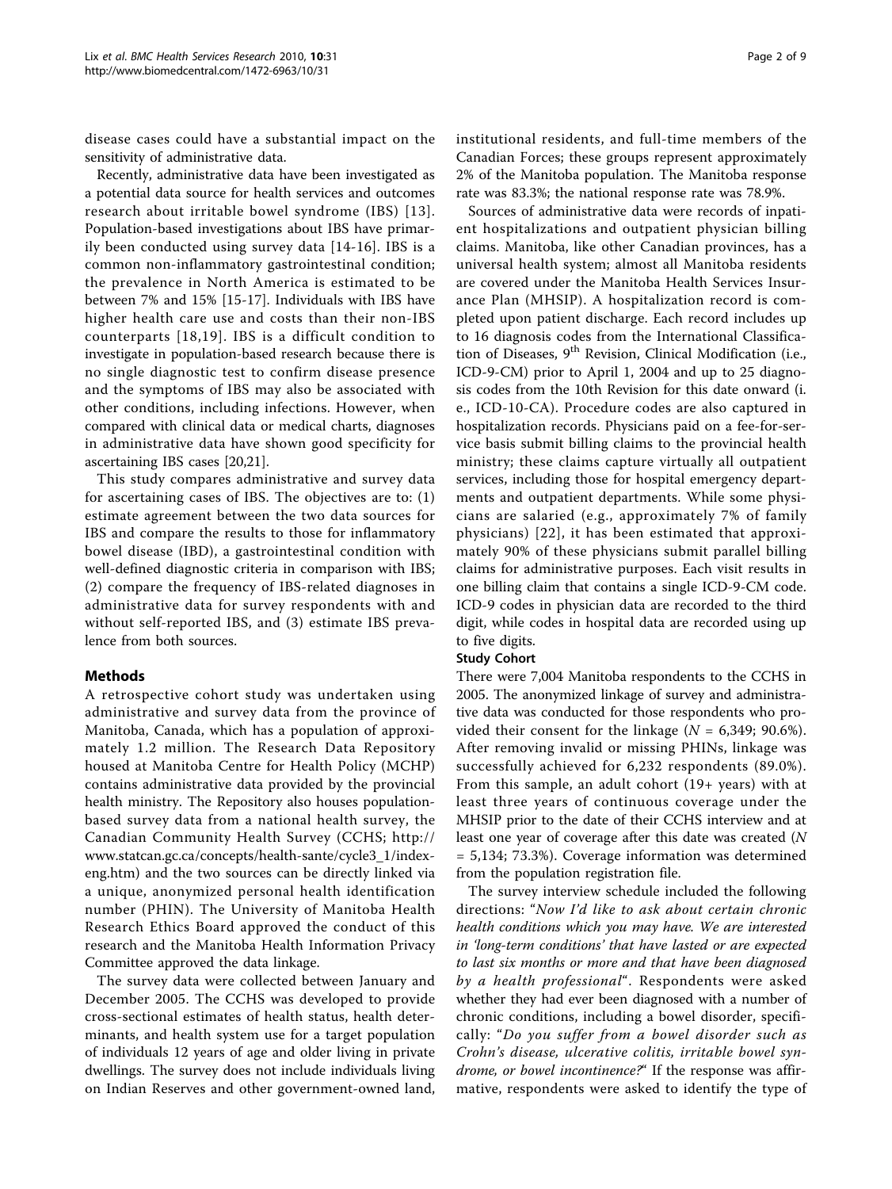disease cases could have a substantial impact on the sensitivity of administrative data.

Recently, administrative data have been investigated as a potential data source for health services and outcomes research about irritable bowel syndrome (IBS) [13]. Population-based investigations about IBS have primarily been conducted using survey data [14-16]. IBS is a common non-inflammatory gastrointestinal condition; the prevalence in North America is estimated to be between 7% and 15% [15-17]. Individuals with IBS have higher health care use and costs than their non-IBS counterparts [18,19]. IBS is a difficult condition to investigate in population-based research because there is no single diagnostic test to confirm disease presence and the symptoms of IBS may also be associated with other conditions, including infections. However, when compared with clinical data or medical charts, diagnoses in administrative data have shown good specificity for ascertaining IBS cases [20,21].

This study compares administrative and survey data for ascertaining cases of IBS. The objectives are to: (1) estimate agreement between the two data sources for IBS and compare the results to those for inflammatory bowel disease (IBD), a gastrointestinal condition with well-defined diagnostic criteria in comparison with IBS; (2) compare the frequency of IBS-related diagnoses in administrative data for survey respondents with and without self-reported IBS, and (3) estimate IBS prevalence from both sources.

## Methods

A retrospective cohort study was undertaken using administrative and survey data from the province of Manitoba, Canada, which has a population of approximately 1.2 million. The Research Data Repository housed at Manitoba Centre for Health Policy (MCHP) contains administrative data provided by the provincial health ministry. The Repository also houses population-based survey data from a national health survey, the Canadian Community Health Survey (CCHS; http://www.statcan.gc.ca/concepts/health-sante/cycle3_1/index-eng.htm) and the two sources can be directly linked via a unique, anonymized personal health identification number (PHIN). The University of Manitoba Health Research Ethics Board approved the conduct of this research and the Manitoba Health Information Privacy Committee approved the data linkage.

The survey data were collected between January and December 2005. The CCHS was developed to provide cross-sectional estimates of health status, health determinants, and health system use for a target population of individuals 12 years of age and older living in private dwellings. The survey does not include individuals living on Indian Reserves and other government-owned land, institutional residents, and full-time members of the Canadian Forces; these groups represent approximately 2% of the Manitoba population. The Manitoba response rate was 83.3%; the national response rate was 78.9%.

Sources of administrative data were records of inpatient hospitalizations and outpatient physician billing claims. Manitoba, like other Canadian provinces, has a universal health system; almost all Manitoba residents are covered under the Manitoba Health Services Insurance Plan (MHSIP). A hospitalization record is completed upon patient discharge. Each record includes up to 16 diagnosis codes from the International Classification of Diseases, 9th Revision, Clinical Modification (i.e., ICD-9-CM) prior to April 1, 2004 and up to 25 diagnosis codes from the 10th Revision for this date onward (i.e., ICD-10-CA). Procedure codes are also captured in hospitalization records. Physicians paid on a fee-for-service basis submit billing claims to the provincial health ministry; these claims capture virtually all outpatient services, including those for hospital emergency departments and outpatient departments. While some physicians are salaried (e.g., approximately 7% of family physicians) [22], it has been estimated that approximately 90% of these physicians submit parallel billing claims for administrative purposes. Each visit results in one billing claim that contains a single ICD-9-CM code. ICD-9 codes in physician data are recorded to the third digit, while codes in hospital data are recorded using up to five digits.

### Study Cohort

There were 7,004 Manitoba respondents to the CCHS in 2005. The anonymized linkage of survey and administrative data was conducted for those respondents who provided their consent for the linkage ($N$ = 6,349; 90.6%). After removing invalid or missing PHINs, linkage was successfully achieved for 6,232 respondents (89.0%). From this sample, an adult cohort (19+ years) with at least three years of continuous coverage under the MHSIP prior to the date of their CCHS interview and at least one year of coverage after this date was created ($N$ = 5,134; 73.3%). Coverage information was determined from the population registration file.

The survey interview schedule included the following directions: "*Now I'd like to ask about certain chronic health conditions which you may have. We are interested in 'long-term conditions' that have lasted or are expected to last six months or more and that have been diagnosed by a health professional*". Respondents were asked whether they had ever been diagnosed with a number of chronic conditions, including a bowel disorder, specifically: "*Do you suffer from a bowel disorder such as Crohn's disease, ulcerative colitis, irritable bowel syndrome, or bowel incontinence?*" If the response was affirmative, respondents were asked to identify the type of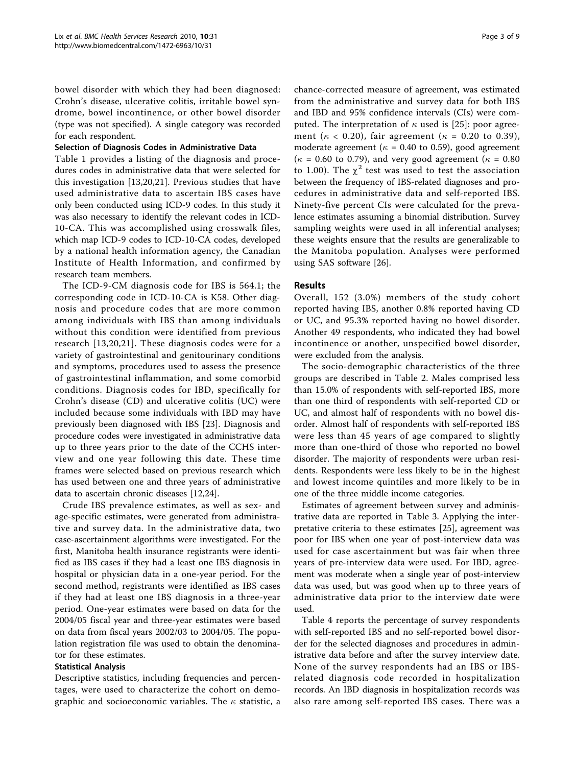bowel disorder with which they had been diagnosed: Crohn's disease, ulcerative colitis, irritable bowel syndrome, bowel incontinence, or other bowel disorder (type was not specified). A single category was recorded for each respondent.

#### Selection of Diagnosis Codes in Administrative Data

Table 1 provides a listing of the diagnosis and procedures codes in administrative data that were selected for this investigation [13,20,21]. Previous studies that have used administrative data to ascertain IBS cases have only been conducted using ICD-9 codes. In this study it was also necessary to identify the relevant codes in ICD-10-CA. This was accomplished using crosswalk files, which map ICD-9 codes to ICD-10-CA codes, developed by a national health information agency, the Canadian Institute of Health Information, and confirmed by research team members.

The ICD-9-CM diagnosis code for IBS is 564.1; the corresponding code in ICD-10-CA is K58. Other diagnosis and procedure codes that are more common among individuals with IBS than among individuals without this condition were identified from previous research [13,20,21]. These diagnosis codes were for a variety of gastrointestinal and genitourinary conditions and symptoms, procedures used to assess the presence of gastrointestinal inflammation, and some comorbid conditions. Diagnosis codes for IBD, specifically for Crohn's disease (CD) and ulcerative colitis (UC) were included because some individuals with IBD may have previously been diagnosed with IBS [23]. Diagnosis and procedure codes were investigated in administrative data up to three years prior to the date of the CCHS interview and one year following this date. These time frames were selected based on previous research which has used between one and three years of administrative data to ascertain chronic diseases [12,24].

Crude IBS prevalence estimates, as well as sex- and age-specific estimates, were generated from administrative and survey data. In the administrative data, two case-ascertainment algorithms were investigated. For the first, Manitoba health insurance registrants were identified as IBS cases if they had a least one IBS diagnosis in hospital or physician data in a one-year period. For the second method, registrants were identified as IBS cases if they had at least one IBS diagnosis in a three-year period. One-year estimates were based on data for the 2004/05 fiscal year and three-year estimates were based on data from fiscal years 2002/03 to 2004/05. The population registration file was used to obtain the denominator for these estimates.

#### Statistical Analysis

Descriptive statistics, including frequencies and percentages, were used to characterize the cohort on demographic and socioeconomic variables. The $\kappa$ statistic, a chance-corrected measure of agreement, was estimated from the administrative and survey data for both IBS and IBD and 95% confidence intervals (CIs) were computed. The interpretation of $\kappa$ used is [25]: poor agreement ($\kappa$ < 0.20), fair agreement ($\kappa$ = 0.20 to 0.39), moderate agreement ($\kappa$ = 0.40 to 0.59), good agreement ($\kappa$ = 0.60 to 0.79), and very good agreement ($\kappa$ = 0.80 to 1.00). The $\chi^2$ test was used to test the association between the frequency of IBS-related diagnoses and procedures in administrative data and self-reported IBS. Ninety-five percent CIs were calculated for the prevalence estimates assuming a binomial distribution. Survey sampling weights were used in all inferential analyses; these weights ensure that the results are generalizable to the Manitoba population. Analyses were performed using SAS software [26].

## Results

Overall, 152 (3.0%) members of the study cohort reported having IBS, another 0.8% reported having CD or UC, and 95.3% reported having no bowel disorder. Another 49 respondents, who indicated they had bowel incontinence or another, unspecified bowel disorder, were excluded from the analysis.

The socio-demographic characteristics of the three groups are described in Table 2. Males comprised less than 15.0% of respondents with self-reported IBS, more than one third of respondents with self-reported CD or UC, and almost half of respondents with no bowel disorder. Almost half of respondents with self-reported IBS were less than 45 years of age compared to slightly more than one-third of those who reported no bowel disorder. The majority of respondents were urban residents. Respondents were less likely to be in the highest and lowest income quintiles and more likely to be in one of the three middle income categories.

Estimates of agreement between survey and administrative data are reported in Table 3. Applying the interpretative criteria to these estimates [25], agreement was poor for IBS when one year of post-interview data was used for case ascertainment but was fair when three years of pre-interview data were used. For IBD, agreement was moderate when a single year of post-interview data was used, but was good when up to three years of administrative data prior to the interview date were used.

Table 4 reports the percentage of survey respondents with self-reported IBS and no self-reported bowel disorder for the selected diagnoses and procedures in administrative data before and after the survey interview date. None of the survey respondents had an IBS or IBS-related diagnosis code recorded in hospitalization records. An IBD diagnosis in hospitalization records was also rare among self-reported IBS cases. There was a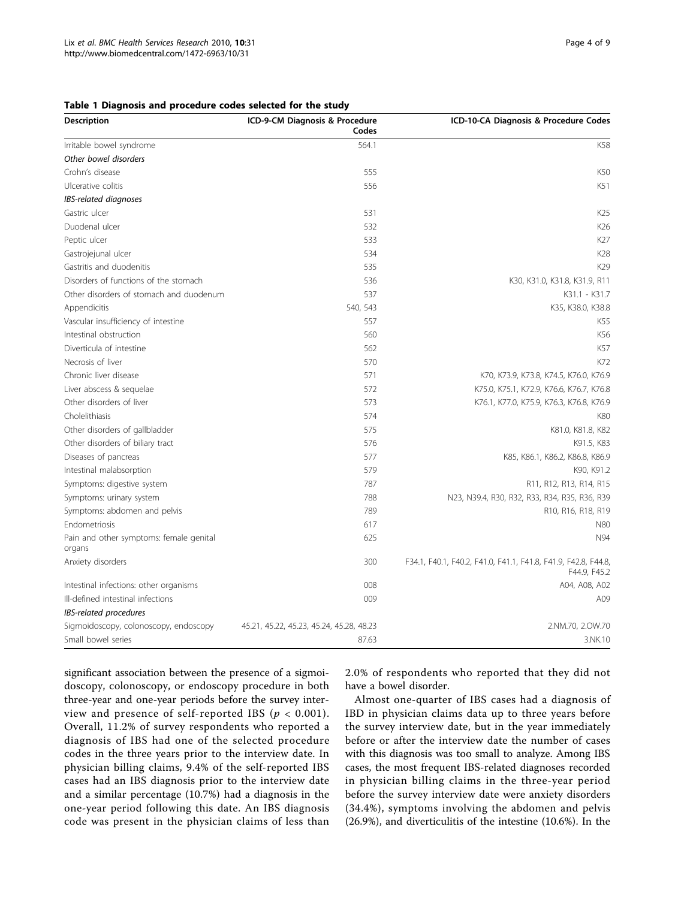**Table 1 Diagnosis and procedure codes selected for the study**

| Description | ICD-9-CM Diagnosis & Procedure Codes | ICD-10-CA Diagnosis & Procedure Codes |
|---|---|---|
| Irritable bowel syndrome | 564.1 | K58 |
| *Other bowel disorders* | | |
| Crohn's disease | 555 | K50 |
| Ulcerative colitis | 556 | K51 |
| *IBS-related diagnoses* | | |
| Gastric ulcer | 531 | K25 |
| Duodenal ulcer | 532 | K26 |
| Peptic ulcer | 533 | K27 |
| Gastrojejunal ulcer | 534 | K28 |
| Gastritis and duodenitis | 535 | K29 |
| Disorders of functions of the stomach | 536 | K30, K31.0, K31.8, K31.9, R11 |
| Other disorders of stomach and duodenum | 537 | K31.1 - K31.7 |
| Appendicitis | 540, 543 | K35, K38.0, K38.8 |
| Vascular insufficiency of intestine | 557 | K55 |
| Intestinal obstruction | 560 | K56 |
| Diverticula of intestine | 562 | K57 |
| Necrosis of liver | 570 | K72 |
| Chronic liver disease | 571 | K70, K73.9, K73.8, K74.5, K76.0, K76.9 |
| Liver abscess & sequelae | 572 | K75.0, K75.1, K72.9, K76.6, K76.7, K76.8 |
| Other disorders of liver | 573 | K76.1, K77.0, K75.9, K76.3, K76.8, K76.9 |
| Cholelithiasis | 574 | K80 |
| Other disorders of gallbladder | 575 | K81.0, K81.8, K82 |
| Other disorders of biliary tract | 576 | K91.5, K83 |
| Diseases of pancreas | 577 | K85, K86.1, K86.2, K86.8, K86.9 |
| Intestinal malabsorption | 579 | K90, K91.2 |
| Symptoms: digestive system | 787 | R11, R12, R13, R14, R15 |
| Symptoms: urinary system | 788 | N23, N39.4, R30, R32, R33, R34, R35, R36, R39 |
| Symptoms: abdomen and pelvis | 789 | R10, R16, R18, R19 |
| Endometriosis | 617 | N80 |
| Pain and other symptoms: female genital organs | 625 | N94 |
| Anxiety disorders | 300 | F34.1, F40.1, F40.2, F41.0, F41.1, F41.8, F41.9, F42.8, F44.8, F44.9, F45.2 |
| Intestinal infections: other organisms | 008 | A04, A08, A02 |
| Ill-defined intestinal infections | 009 | A09 |
| *IBS-related procedures* | | |
| Sigmoidoscopy, colonoscopy, endoscopy | 45.21, 45.22, 45.23, 45.24, 45.28, 48.23 | 2.NM.70, 2.OW.70 |
| Small bowel series | 87.63 | 3.NK.10 |

significant association between the presence of a sigmoidoscopy, colonoscopy, or endoscopy procedure in both three-year and one-year periods before the survey interview and presence of self-reported IBS ($p < 0.001$). Overall, 11.2% of survey respondents who reported a diagnosis of IBS had one of the selected procedure codes in the three years prior to the interview date. In physician billing claims, 9.4% of the self-reported IBS cases had an IBS diagnosis prior to the interview date and a similar percentage (10.7%) had a diagnosis in the one-year period following this date. An IBS diagnosis code was present in the physician claims of less than 2.0% of respondents who reported that they did not have a bowel disorder.

Almost one-quarter of IBS cases had a diagnosis of IBD in physician claims data up to three years before the survey interview date, but in the year immediately before or after the interview date the number of cases with this diagnosis was too small to analyze. Among IBS cases, the most frequent IBS-related diagnoses recorded in physician billing claims in the three-year period before the survey interview date were anxiety disorders (34.4%), symptoms involving the abdomen and pelvis (26.9%), and diverticulitis of the intestine (10.6%). In the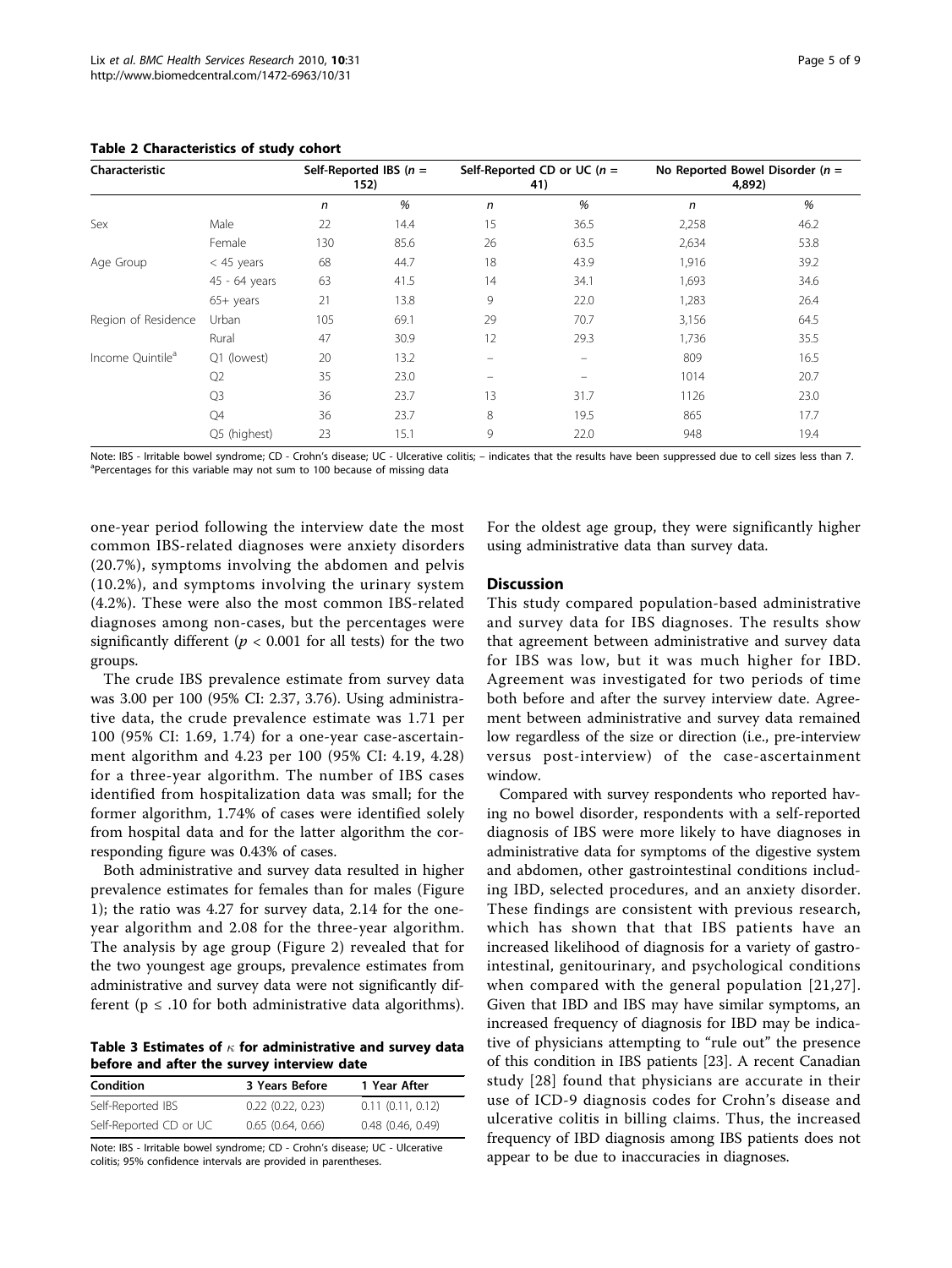**Table 2 Characteristics of study cohort**

| Characteristic | | Self-Reported IBS ($n$ = 152) | | Self-Reported CD or UC ($n$ = 41) | | No Reported Bowel Disorder ($n$ = 4,892) | |
|---|---|---|---|---|---|---|---|
| | | $n$ | % | $n$ | % | $n$ | % |
| Sex | Male | 22 | 14.4 | 15 | 36.5 | 2,258 | 46.2 |
| | Female | 130 | 85.6 | 26 | 63.5 | 2,634 | 53.8 |
| Age Group | < 45 years | 68 | 44.7 | 18 | 43.9 | 1,916 | 39.2 |
| | 45 - 64 years | 63 | 41.5 | 14 | 34.1 | 1,693 | 34.6 |
| | 65+ years | 21 | 13.8 | 9 | 22.0 | 1,283 | 26.4 |
| Region of Residence | Urban | 105 | 69.1 | 29 | 70.7 | 3,156 | 64.5 |
| | Rural | 47 | 30.9 | 12 | 29.3 | 1,736 | 35.5 |
| Income Quintile[a] | Q1 (lowest) | 20 | 13.2 | – | – | 809 | 16.5 |
| | Q2 | 35 | 23.0 | – | – | 1014 | 20.7 |
| | Q3 | 36 | 23.7 | 13 | 31.7 | 1126 | 23.0 |
| | Q4 | 36 | 23.7 | 8 | 19.5 | 865 | 17.7 |
| | Q5 (highest) | 23 | 15.1 | 9 | 22.0 | 948 | 19.4 |

Note: IBS - Irritable bowel syndrome; CD - Crohn's disease; UC - Ulcerative colitis; – indicates that the results have been suppressed due to cell sizes less than 7.
[a]Percentages for this variable may not sum to 100 because of missing data

one-year period following the interview date the most common IBS-related diagnoses were anxiety disorders (20.7%), symptoms involving the abdomen and pelvis (10.2%), and symptoms involving the urinary system (4.2%). These were also the most common IBS-related diagnoses among non-cases, but the percentages were significantly different ($p < 0.001$ for all tests) for the two groups.

The crude IBS prevalence estimate from survey data was 3.00 per 100 (95% CI: 2.37, 3.76). Using administrative data, the crude prevalence estimate was 1.71 per 100 (95% CI: 1.69, 1.74) for a one-year case-ascertainment algorithm and 4.23 per 100 (95% CI: 4.19, 4.28) for a three-year algorithm. The number of IBS cases identified from hospitalization data was small; for the former algorithm, 1.74% of cases were identified solely from hospital data and for the latter algorithm the corresponding figure was 0.43% of cases.

Both administrative and survey data resulted in higher prevalence estimates for females than for males (Figure 1); the ratio was 4.27 for survey data, 2.14 for the one-year algorithm and 2.08 for the three-year algorithm. The analysis by age group (Figure 2) revealed that for the two youngest age groups, prevalence estimates from administrative and survey data were not significantly different ($p \leq .10$ for both administrative data algorithms). For the oldest age group, they were significantly higher using administrative data than survey data.

**Table 3 Estimates of $\kappa$ for administrative and survey data before and after the survey interview date**

| Condition | 3 Years Before | 1 Year After |
|---|---|---|
| Self-Reported IBS | 0.22 (0.22, 0.23) | 0.11 (0.11, 0.12) |
| Self-Reported CD or UC | 0.65 (0.64, 0.66) | 0.48 (0.46, 0.49) |

Note: IBS - Irritable bowel syndrome; CD - Crohn's disease; UC - Ulcerative colitis; 95% confidence intervals are provided in parentheses.

## Discussion

This study compared population-based administrative and survey data for IBS diagnoses. The results show that agreement between administrative and survey data for IBS was low, but it was much higher for IBD. Agreement was investigated for two periods of time both before and after the survey interview date. Agreement between administrative and survey data remained low regardless of the size or direction (i.e., pre-interview versus post-interview) of the case-ascertainment window.

Compared with survey respondents who reported having no bowel disorder, respondents with a self-reported diagnosis of IBS were more likely to have diagnoses in administrative data for symptoms of the digestive system and abdomen, other gastrointestinal conditions including IBD, selected procedures, and an anxiety disorder. These findings are consistent with previous research, which has shown that that IBS patients have an increased likelihood of diagnosis for a variety of gastrointestinal, genitourinary, and psychological conditions when compared with the general population [21,27]. Given that IBD and IBS may have similar symptoms, an increased frequency of diagnosis for IBD may be indicative of physicians attempting to "rule out" the presence of this condition in IBS patients [23]. A recent Canadian study [28] found that physicians are accurate in their use of ICD-9 diagnosis codes for Crohn's disease and ulcerative colitis in billing claims. Thus, the increased frequency of IBD diagnosis among IBS patients does not appear to be due to inaccuracies in diagnoses.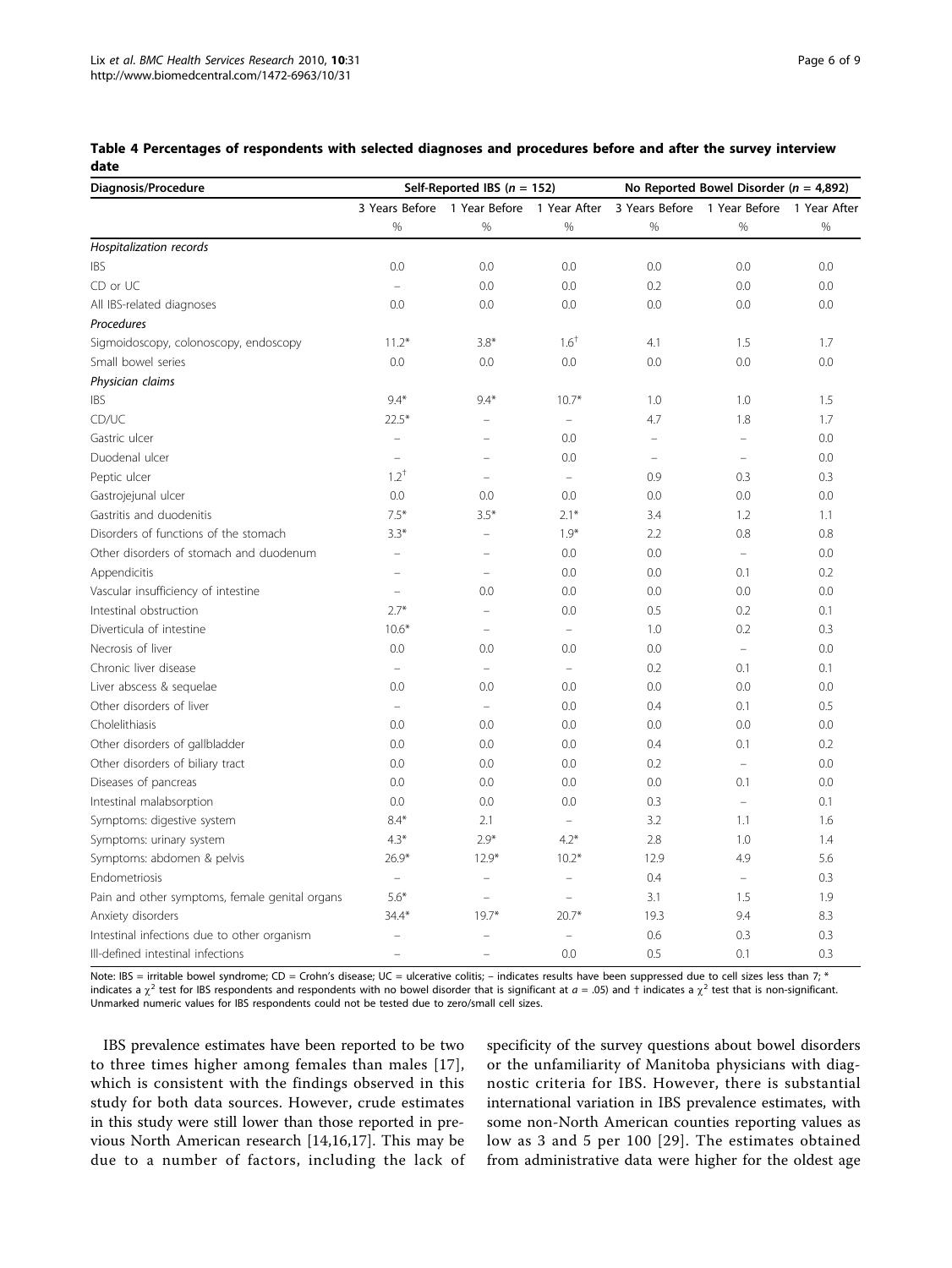**Table 4 Percentages of respondents with selected diagnoses and procedures before and after the survey interview date**

| Diagnosis/Procedure | Self-Reported IBS ($n$ = 152) | | | No Reported Bowel Disorder ($n$ = 4,892) | | |
|---|---|---|---|---|---|---|
| | 3 Years Before | 1 Year Before | 1 Year After | 3 Years Before | 1 Year Before | 1 Year After |
| | % | % | % | % | % | % |
| *Hospitalization records* | | | | | | |
| IBS | 0.0 | 0.0 | 0.0 | 0.0 | 0.0 | 0.0 |
| CD or UC | – | 0.0 | 0.0 | 0.2 | 0.0 | 0.0 |
| All IBS-related diagnoses | 0.0 | 0.0 | 0.0 | 0.0 | 0.0 | 0.0 |
| *Procedures* | | | | | | |
| Sigmoidoscopy, colonoscopy, endoscopy | 11.2* | 3.8* | 1.6† | 4.1 | 1.5 | 1.7 |
| Small bowel series | 0.0 | 0.0 | 0.0 | 0.0 | 0.0 | 0.0 |
| *Physician claims* | | | | | | |
| IBS | 9.4* | 9.4* | 10.7* | 1.0 | 1.0 | 1.5 |
| CD/UC | 22.5* | – | – | 4.7 | 1.8 | 1.7 |
| Gastric ulcer | – | – | 0.0 | – | – | 0.0 |
| Duodenal ulcer | – | – | 0.0 | – | – | 0.0 |
| Peptic ulcer | 1.2† | – | – | 0.9 | 0.3 | 0.3 |
| Gastrojejunal ulcer | 0.0 | 0.0 | 0.0 | 0.0 | 0.0 | 0.0 |
| Gastritis and duodenitis | 7.5* | 3.5* | 2.1* | 3.4 | 1.2 | 1.1 |
| Disorders of functions of the stomach | 3.3* | – | 1.9* | 2.2 | 0.8 | 0.8 |
| Other disorders of stomach and duodenum | – | – | 0.0 | 0.0 | – | 0.0 |
| Appendicitis | – | – | 0.0 | 0.0 | 0.1 | 0.2 |
| Vascular insufficiency of intestine | – | 0.0 | 0.0 | 0.0 | 0.0 | 0.0 |
| Intestinal obstruction | 2.7* | – | 0.0 | 0.5 | 0.2 | 0.1 |
| Diverticula of intestine | 10.6* | – | – | 1.0 | 0.2 | 0.3 |
| Necrosis of liver | 0.0 | 0.0 | 0.0 | 0.0 | – | 0.0 |
| Chronic liver disease | – | – | – | 0.2 | 0.1 | 0.1 |
| Liver abscess & sequelae | 0.0 | 0.0 | 0.0 | 0.0 | 0.0 | 0.0 |
| Other disorders of liver | – | – | 0.0 | 0.4 | 0.1 | 0.5 |
| Cholelithiasis | 0.0 | 0.0 | 0.0 | 0.0 | 0.0 | 0.0 |
| Other disorders of gallbladder | 0.0 | 0.0 | 0.0 | 0.4 | 0.1 | 0.2 |
| Other disorders of biliary tract | 0.0 | 0.0 | 0.0 | 0.2 | – | 0.0 |
| Diseases of pancreas | 0.0 | 0.0 | 0.0 | 0.0 | 0.1 | 0.0 |
| Intestinal malabsorption | 0.0 | 0.0 | 0.0 | 0.3 | – | 0.1 |
| Symptoms: digestive system | 8.4* | 2.1 | – | 3.2 | 1.1 | 1.6 |
| Symptoms: urinary system | 4.3* | 2.9* | 4.2* | 2.8 | 1.0 | 1.4 |
| Symptoms: abdomen & pelvis | 26.9* | 12.9* | 10.2* | 12.9 | 4.9 | 5.6 |
| Endometriosis | – | – | – | 0.4 | – | 0.3 |
| Pain and other symptoms, female genital organs | 5.6* | – | – | 3.1 | 1.5 | 1.9 |
| Anxiety disorders | 34.4* | 19.7* | 20.7* | 19.3 | 9.4 | 8.3 |
| Intestinal infections due to other organism | – | – | – | 0.6 | 0.3 | 0.3 |
| Ill-defined intestinal infections | – | – | 0.0 | 0.5 | 0.1 | 0.3 |

Note: IBS = irritable bowel syndrome; CD = Crohn's disease; UC = ulcerative colitis; – indicates results have been suppressed due to cell sizes less than 7; * indicates a $\chi^2$ test for IBS respondents and respondents with no bowel disorder that is significant at $\alpha$ = .05) and † indicates a $\chi^2$ test that is non-significant. Unmarked numeric values for IBS respondents could not be tested due to zero/small cell sizes.

IBS prevalence estimates have been reported to be two to three times higher among females than males [17], which is consistent with the findings observed in this study for both data sources. However, crude estimates in this study were still lower than those reported in previous North American research [14,16,17]. This may be due to a number of factors, including the lack of specificity of the survey questions about bowel disorders or the unfamiliarity of Manitoba physicians with diagnostic criteria for IBS. However, there is substantial international variation in IBS prevalence estimates, with some non-North American counties reporting values as low as 3 and 5 per 100 [29]. The estimates obtained from administrative data were higher for the oldest age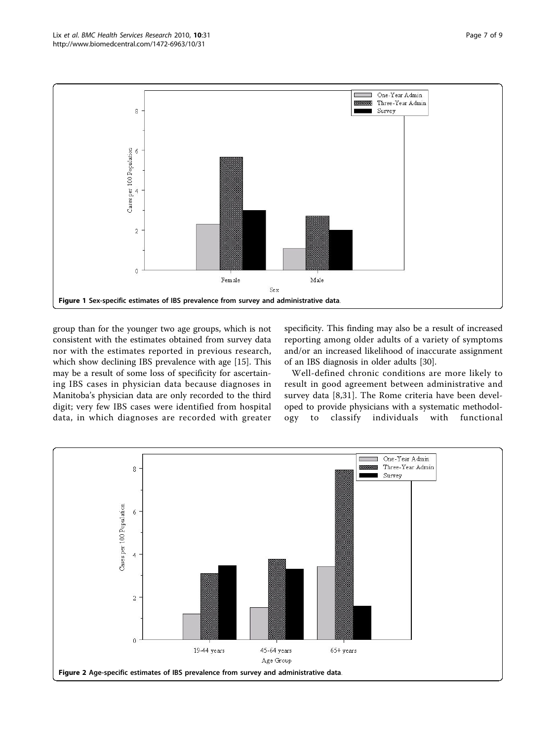**Figure 1 Sex-specific estimates of IBS prevalence from survey and administrative data.**

group than for the younger two age groups, which is not consistent with the estimates obtained from survey data nor with the estimates reported in previous research, which show declining IBS prevalence with age [15]. This may be a result of some loss of specificity for ascertaining IBS cases in physician data because diagnoses in Manitoba's physician data are only recorded to the third digit; very few IBS cases were identified from hospital data, in which diagnoses are recorded with greater specificity. This finding may also be a result of increased reporting among older adults of a variety of symptoms and/or an increased likelihood of inaccurate assignment of an IBS diagnosis in older adults [30].

Well-defined chronic conditions are more likely to result in good agreement between administrative and survey data [8,31]. The Rome criteria have been developed to provide physicians with a systematic methodology to classify individuals with functional

**Figure 2 Age-specific estimates of IBS prevalence from survey and administrative data.**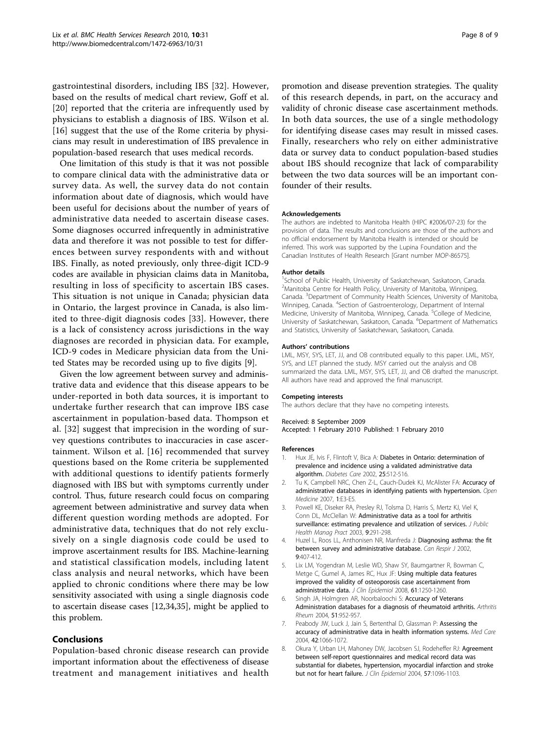gastrointestinal disorders, including IBS [32]. However, based on the results of medical chart review, Goff et al. [20] reported that the criteria are infrequently used by physicians to establish a diagnosis of IBS. Wilson et al. [16] suggest that the use of the Rome criteria by physicians may result in underestimation of IBS prevalence in population-based research that uses medical records.

One limitation of this study is that it was not possible to compare clinical data with the administrative data or survey data. As well, the survey data do not contain information about date of diagnosis, which would have been useful for decisions about the number of years of administrative data needed to ascertain disease cases. Some diagnoses occurred infrequently in administrative data and therefore it was not possible to test for differences between survey respondents with and without IBS. Finally, as noted previously, only three-digit ICD-9 codes are available in physician claims data in Manitoba, resulting in loss of specificity to ascertain IBS cases. This situation is not unique in Canada; physician data in Ontario, the largest province in Canada, is also limited to three-digit diagnosis codes [33]. However, there is a lack of consistency across jurisdictions in the way diagnoses are recorded in physician data. For example, ICD-9 codes in Medicare physician data from the United States may be recorded using up to five digits [9].

Given the low agreement between survey and administrative data and evidence that this disease appears to be under-reported in both data sources, it is important to undertake further research that can improve IBS case ascertainment in population-based data. Thompson et al. [32] suggest that imprecision in the wording of survey questions contributes to inaccuracies in case ascertainment. Wilson et al. [16] recommended that survey questions based on the Rome criteria be supplemented with additional questions to identify patients formerly diagnosed with IBS but with symptoms currently under control. Thus, future research could focus on comparing agreement between administrative and survey data when different question wording methods are adopted. For administrative data, techniques that do not rely exclusively on a single diagnosis code could be used to improve ascertainment results for IBS. Machine-learning and statistical classification models, including latent class analysis and neural networks, which have been applied to chronic conditions where there may be low sensitivity associated with using a single diagnosis code to ascertain disease cases [12,34,35], might be applied to this problem.

## Conclusions

Population-based chronic disease research can provide important information about the effectiveness of disease treatment and management initiatives and health promotion and disease prevention strategies. The quality of this research depends, in part, on the accuracy and validity of chronic disease case ascertainment methods. In both data sources, the use of a single methodology for identifying disease cases may result in missed cases. Finally, researchers who rely on either administrative data or survey data to conduct population-based studies about IBS should recognize that lack of comparability between the two data sources will be an important confounder of their results.

#### Acknowledgements

The authors are indebted to Manitoba Health (HIPC #2006/07-23) for the provision of data. The results and conclusions are those of the authors and no official endorsement by Manitoba Health is intended or should be inferred. This work was supported by the Lupina Foundation and the Canadian Institutes of Health Research [Grant number MOP-86575].

#### Author details

[1]School of Public Health, University of Saskatchewan, Saskatoon, Canada. [2]Manitoba Centre for Health Policy, University of Manitoba, Winnipeg, Canada. [3]Department of Community Health Sciences, University of Manitoba, Winnipeg, Canada. [4]Section of Gastroenterology, Department of Internal Medicine, University of Manitoba, Winnipeg, Canada. [5]College of Medicine, University of Saskatchewan, Saskatoon, Canada. [6]Department of Mathematics and Statistics, University of Saskatchewan, Saskatoon, Canada.

#### Authors' contributions

LML, MSY, SYS, LET, JJ, and OB contributed equally to this paper. LML, MSY, SYS, and LET planned the study. MSY carried out the analysis and OB summarized the data. LML, MSY, SYS, LET, JJ, and OB drafted the manuscript. All authors have read and approved the final manuscript.

#### Competing interests

The authors declare that they have no competing interests.

Received: 8 September 2009
Accepted: 1 February 2010 Published: 1 February 2010

#### References

1. Hux JE, Ivis F, Flintoft V, Bica A: **Diabetes in Ontario: determination of prevalence and incidence using a validated administrative data algorithm.** *Diabetes Care* 2002, **25**:512-516.
2. Tu K, Campbell NRC, Chen Z-L, Cauch-Dudek KJ, McAlister FA: **Accuracy of administrative databases in identifying patients with hypertension.** *Open Medicine* 2007, **1**:E3-E5.
3. Powell KE, Diseker RA, Presley RJ, Tolsma D, Harris S, Mertz KJ, Viel K, Conn DL, McClellan W: **Administrative data as a tool for arthritis surveillance: estimating prevalence and utilization of services.** *J Public Health Manag Pract* 2003, **9**:291-298.
4. Huzel L, Roos LL, Anthonisen NR, Manfreda J: **Diagnosing asthma: the fit between survey and administrative database.** *Can Respir J* 2002, **9**:407-412.
5. Lix LM, Yogendran M, Leslie WD, Shaw SY, Baumgartner R, Bowman C, Metge C, Gumel A, James RC, Hux JF: **Using multiple data features improved the validity of osteoporosis case ascertainment from administrative data.** *J Clin Epidemiol* 2008, **61**:1250-1260.
6. Singh JA, Holmgren AR, Noorbaloochi S: **Accuracy of Veterans Administration databases for a diagnosis of rheumatoid arthritis.** *Arthritis Rheum* 2004, **51**:952-957.
7. Peabody JW, Luck J, Jain S, Bertenthal D, Glassman P: **Assessing the accuracy of administrative data in health information systems.** *Med Care* 2004, **42**:1066-1072.
8. Okura Y, Urban LH, Mahoney DW, Jacobsen SJ, Rodeheffer RJ: **Agreement between self-report questionnaires and medical record data was substantial for diabetes, hypertension, myocardial infarction and stroke but not for heart failure.** *J Clin Epidemiol* 2004, **57**:1096-1103.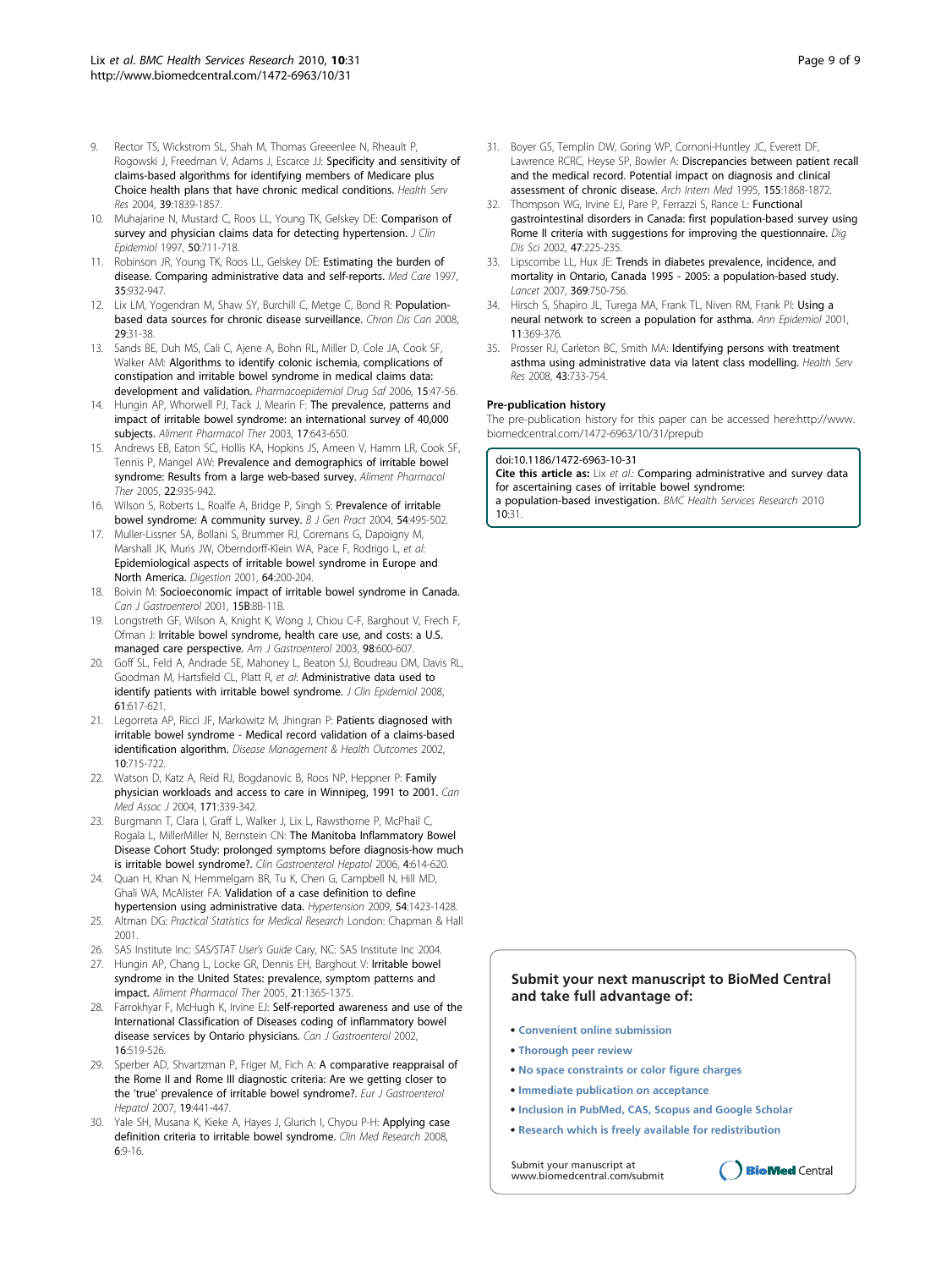9. Rector TS, Wickstrom SL, Shah M, Thomas Greeenlee N, Rheault P, Rogowski J, Freedman V, Adams J, Escarce JJ: **Specificity and sensitivity of claims-based algorithms for identifying members of Medicare plus Choice health plans that have chronic medical conditions.** *Health Serv Res* 2004, **39**:1839-1857.
10. Muhajarine N, Mustard C, Roos LL, Young TK, Gelskey DE: **Comparison of survey and physician claims data for detecting hypertension.** *J Clin Epidemiol* 1997, **50**:711-718.
11. Robinson JR, Young TK, Roos LL, Gelskey DE: **Estimating the burden of disease. Comparing administrative data and self-reports.** *Med Care* 1997, **35**:932-947.
12. Lix LM, Yogendran M, Shaw SY, Burchill C, Metge C, Bond R: **Population-based data sources for chronic disease surveillance.** *Chron Dis Can* 2008, **29**:31-38.
13. Sands BE, Duh MS, Cali C, Ajene A, Bohn RL, Miller D, Cole JA, Cook SF, Walker AM: **Algorithms to identify colonic ischemia, complications of constipation and irritable bowel syndrome in medical claims data: development and validation.** *Pharmacoepidemiol Drug Saf* 2006, **15**:47-56.
14. Hungin AP, Whorwell PJ, Tack J, Mearin F: **The prevalence, patterns and impact of irritable bowel syndrome: an international survey of 40,000 subjects.** *Aliment Pharmacol Ther* 2003, **17**:643-650.
15. Andrews EB, Eaton SC, Hollis KA, Hopkins JS, Ameen V, Hamm LR, Cook SF, Tennis P, Mangel AW: **Prevalence and demographics of irritable bowel syndrome: Results from a large web-based survey.** *Aliment Pharmacol Ther* 2005, **22**:935-942.
16. Wilson S, Roberts L, Roalfe A, Bridge P, Singh S: **Prevalence of irritable bowel syndrome: A community survey.** *B J Gen Pract* 2004, **54**:495-502.
17. Muller-Lissner SA, Bollani S, Brummer RJ, Coremans G, Dapoigny M, Marshall JK, Muris JW, Oberndorff-Klein WA, Pace F, Rodrigo L, *et al*: **Epidemiological aspects of irritable bowel syndrome in Europe and North America.** *Digestion* 2001, **64**:200-204.
18. Boivin M: **Socioeconomic impact of irritable bowel syndrome in Canada.** *Can J Gastroenterol* 2001, **15B**:8B-11B.
19. Longstreth GF, Wilson A, Knight K, Wong J, Chiou C-F, Barghout V, Frech F, Ofman J: **Irritable bowel syndrome, health care use, and costs: a U.S. managed care perspective.** *Am J Gastroenterol* 2003, **98**:600-607.
20. Goff SL, Feld A, Andrade SE, Mahoney L, Beaton SJ, Boudreau DM, Davis RL, Goodman M, Hartsfield CL, Platt R, *et al*: **Administrative data used to identify patients with irritable bowel syndrome.** *J Clin Epidemiol* 2008, **61**:617-621.
21. Legorreta AP, Ricci JF, Markowitz M, Jhingran P: **Patients diagnosed with irritable bowel syndrome - Medical record validation of a claims-based identification algorithm.** *Disease Management & Health Outcomes* 2002, **10**:715-722.
22. Watson D, Katz A, Reid RJ, Bogdanovic B, Roos NP, Heppner P: **Family physician workloads and access to care in Winnipeg, 1991 to 2001.** *Can Med Assoc J* 2004, **171**:339-342.
23. Burgmann T, Clara I, Graff L, Walker J, Lix L, Rawsthorne P, McPhail C, Rogala L, MillerMiller N, Bernstein CN: **The Manitoba Inflammatory Bowel Disease Cohort Study: prolonged symptoms before diagnosis-how much is irritable bowel syndrome?.** *Clin Gastroenterol Hepatol* 2006, **4**:614-620.
24. Quan H, Khan N, Hemmelgarn BR, Tu K, Chen G, Campbell N, Hill MD, Ghali WA, McAlister FA: **Validation of a case definition to define hypertension using administrative data.** *Hypertension* 2009, **54**:1423-1428.
25. Altman DG: *Practical Statistics for Medical Research* London: Chapman & Hall 2001.
26. SAS Institute Inc: *SAS/STAT User's Guide* Cary, NC: SAS Institute Inc 2004.
27. Hungin AP, Chang L, Locke GR, Dennis EH, Barghout V: **Irritable bowel syndrome in the United States: prevalence, symptom patterns and impact.** *Aliment Pharmacol Ther* 2005, **21**:1365-1375.
28. Farrokhyar F, McHugh K, Irvine EJ: **Self-reported awareness and use of the International Classification of Diseases coding of inflammatory bowel disease services by Ontario physicians.** *Can J Gastroenterol* 2002, **16**:519-526.
29. Sperber AD, Shvartzman P, Friger M, Fich A: **A comparative reappraisal of the Rome II and Rome III diagnostic criteria: Are we getting closer to the 'true' prevalence of irritable bowel syndrome?.** *Eur J Gastroenterol Hepatol* 2007, **19**:441-447.
30. Yale SH, Musana K, Kieke A, Hayes J, Glurich I, Chyou P-H: **Applying case definition criteria to irritable bowel syndrome.** *Clin Med Research* 2008, **6**:9-16.
31. Boyer GS, Templin DW, Goring WP, Cornoni-Huntley JC, Everett DF, Lawrence RCRC, Heyse SP, Bowler A: **Discrepancies between patient recall and the medical record. Potential impact on diagnosis and clinical assessment of chronic disease.** *Arch Intern Med* 1995, **155**:1868-1872.
32. Thompson WG, Irvine EJ, Pare P, Ferrazzi S, Rance L: **Functional gastrointestinal disorders in Canada: first population-based survey using Rome II criteria with suggestions for improving the questionnaire.** *Dig Dis Sci* 2002, **47**:225-235.
33. Lipscombe LL, Hux JE: **Trends in diabetes prevalence, incidence, and mortality in Ontario, Canada 1995 - 2005: a population-based study.** *Lancet* 2007, **369**:750-756.
34. Hirsch S, Shapiro JL, Turega MA, Frank TL, Niven RM, Frank PI: **Using a neural network to screen a population for asthma.** *Ann Epidemiol* 2001, **11**:369-376.
35. Prosser RJ, Carleton BC, Smith MA: **Identifying persons with treatment asthma using administrative data via latent class modelling.** *Health Serv Res* 2008, **43**:733-754.

**Pre-publication history**

The pre-publication history for this paper can be accessed here:http://www.biomedcentral.com/1472-6963/10/31/prepub

doi:10.1186/1472-6963-10-31

**Cite this article as:** Lix *et al.*: Comparing administrative and survey data for ascertaining cases of irritable bowel syndrome: a population-based investigation. *BMC Health Services Research* 2010 **10**:31.

**Submit your next manuscript to BioMed Central and take full advantage of:**

- **Convenient online submission**
- **Thorough peer review**
- **No space constraints or color figure charges**
- **Immediate publication on acceptance**
- **Inclusion in PubMed, CAS, Scopus and Google Scholar**
- **Research which is freely available for redistribution**

Submit your manuscript at www.biomedcentral.com/submit